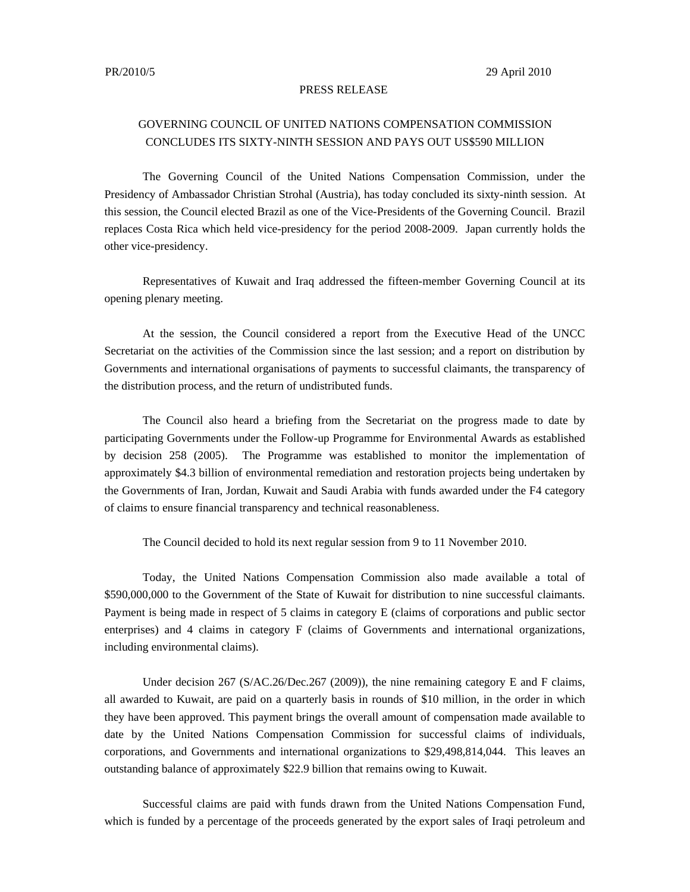PR/2010/5 29 April 2010

PRESS RELEASE

# GOVERNING COUNCIL OF UNITED NATIONS COMPENSATION COMMISSION CONCLUDES ITS SIXTY-NINTH SESSION AND PAYS OUT US$590 MILLION

The Governing Council of the United Nations Compensation Commission, under the Presidency of Ambassador Christian Strohal (Austria), has today concluded its sixty-ninth session. At this session, the Council elected Brazil as one of the Vice-Presidents of the Governing Council. Brazil replaces Costa Rica which held vice-presidency for the period 2008-2009. Japan currently holds the other vice-presidency.

Representatives of Kuwait and Iraq addressed the fifteen-member Governing Council at its opening plenary meeting.

At the session, the Council considered a report from the Executive Head of the UNCC Secretariat on the activities of the Commission since the last session; and a report on distribution by Governments and international organisations of payments to successful claimants, the transparency of the distribution process, and the return of undistributed funds.

The Council also heard a briefing from the Secretariat on the progress made to date by participating Governments under the Follow-up Programme for Environmental Awards as established by decision 258 (2005). The Programme was established to monitor the implementation of approximately $4.3 billion of environmental remediation and restoration projects being undertaken by the Governments of Iran, Jordan, Kuwait and Saudi Arabia with funds awarded under the F4 category of claims to ensure financial transparency and technical reasonableness.

The Council decided to hold its next regular session from 9 to 11 November 2010.

Today, the United Nations Compensation Commission also made available a total of $590,000,000 to the Government of the State of Kuwait for distribution to nine successful claimants. Payment is being made in respect of 5 claims in category E (claims of corporations and public sector enterprises) and 4 claims in category F (claims of Governments and international organizations, including environmental claims).

Under decision 267 (S/AC.26/Dec.267 (2009)), the nine remaining category E and F claims, all awarded to Kuwait, are paid on a quarterly basis in rounds of $10 million, in the order in which they have been approved. This payment brings the overall amount of compensation made available to date by the United Nations Compensation Commission for successful claims of individuals, corporations, and Governments and international organizations to $29,498,814,044. This leaves an outstanding balance of approximately $22.9 billion that remains owing to Kuwait.

Successful claims are paid with funds drawn from the United Nations Compensation Fund, which is funded by a percentage of the proceeds generated by the export sales of Iraqi petroleum and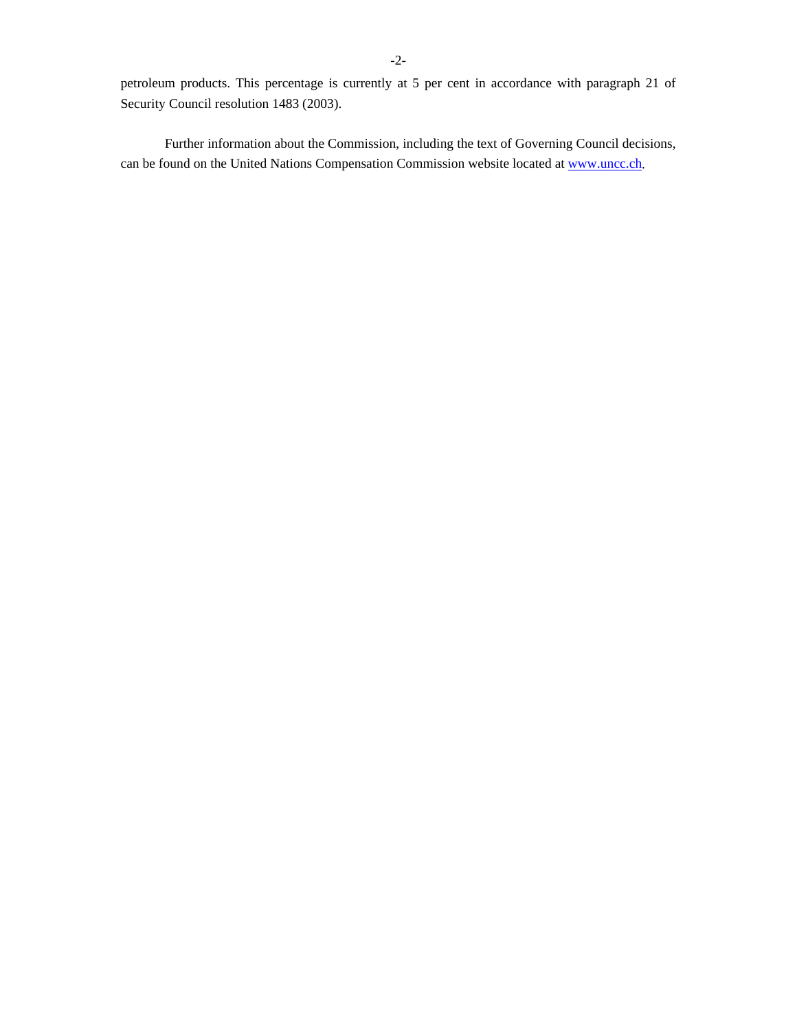petroleum products. This percentage is currently at 5 per cent in accordance with paragraph 21 of Security Council resolution 1483 (2003).

Further information about the Commission, including the text of Governing Council decisions, can be found on the United Nations Compensation Commission website located at www.uncc.ch.